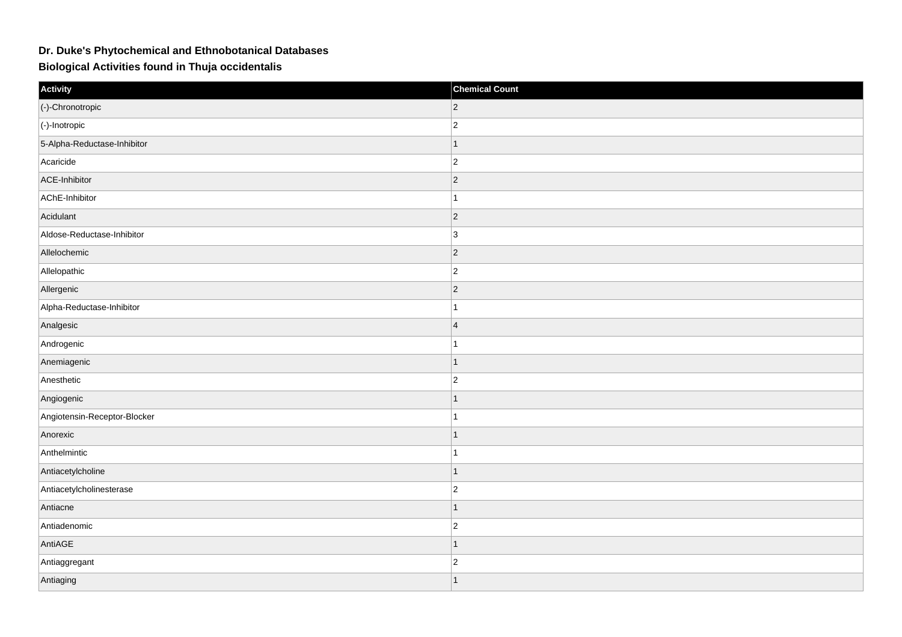# Dr. Duke's Phytochemical and Ethnobotanical Databases

## Biological Activities found in Thuja occidentalis

| Activity | Chemical Count |
|---|---|
| (-)-Chronotropic | 2 |
| (-)-Inotropic | 2 |
| 5-Alpha-Reductase-Inhibitor | 1 |
| Acaricide | 2 |
| ACE-Inhibitor | 2 |
| AChE-Inhibitor | 1 |
| Acidulant | 2 |
| Aldose-Reductase-Inhibitor | 3 |
| Allelochemic | 2 |
| Allelopathic | 2 |
| Allergenic | 2 |
| Alpha-Reductase-Inhibitor | 1 |
| Analgesic | 4 |
| Androgenic | 1 |
| Anemiagenic | 1 |
| Anesthetic | 2 |
| Angiogenic | 1 |
| Angiotensin-Receptor-Blocker | 1 |
| Anorexic | 1 |
| Anthelmintic | 1 |
| Antiacetylcholine | 1 |
| Antiacetylcholinesterase | 2 |
| Antiacne | 1 |
| Antiadenomic | 2 |
| AntiAGE | 1 |
| Antiaggregant | 2 |
| Antiaging | 1 |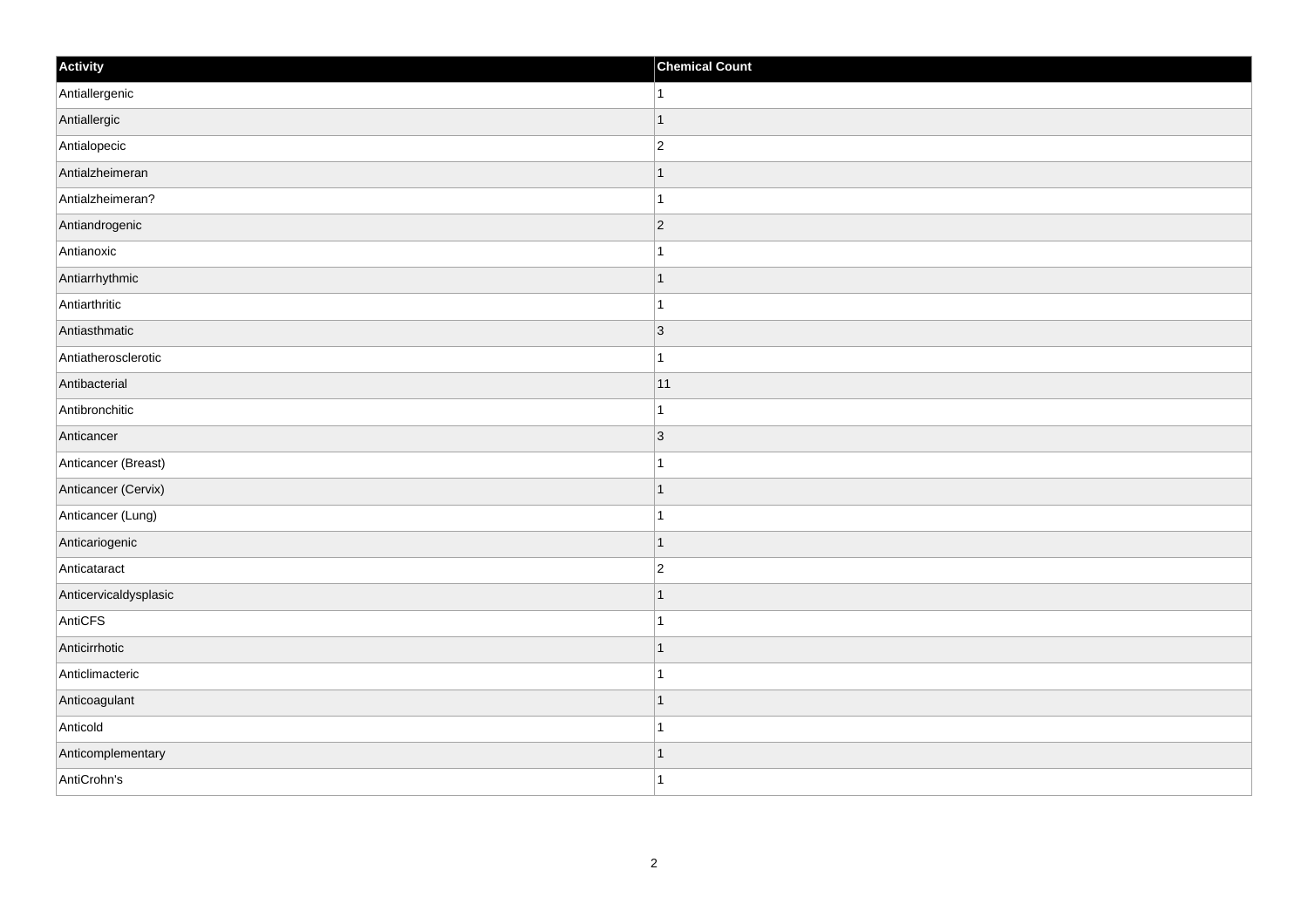| Activity | Chemical Count |
| --- | --- |
| Antiallergenic | 1 |
| Antiallergic | 1 |
| Antialopecic | 2 |
| Antialzheimeran | 1 |
| Antialzheimeran? | 1 |
| Antiandrogenic | 2 |
| Antianoxic | 1 |
| Antiarrhythmic | 1 |
| Antiarthritic | 1 |
| Antiasthmatic | 3 |
| Antiatherosclerotic | 1 |
| Antibacterial | 11 |
| Antibronchitic | 1 |
| Anticancer | 3 |
| Anticancer (Breast) | 1 |
| Anticancer (Cervix) | 1 |
| Anticancer (Lung) | 1 |
| Anticariogenic | 1 |
| Anticataract | 2 |
| Anticervicaldysplasic | 1 |
| AntiCFS | 1 |
| Anticirrhotic | 1 |
| Anticlimacteric | 1 |
| Anticoagulant | 1 |
| Anticold | 1 |
| Anticomplementary | 1 |
| AntiCrohn's | 1 |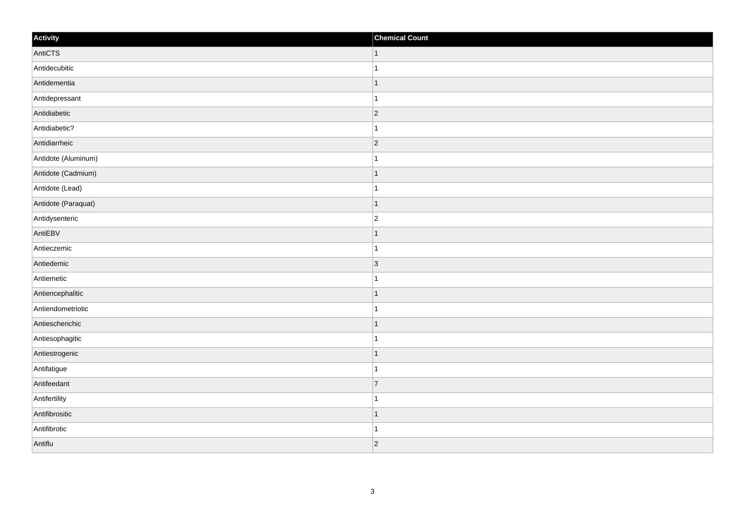| Activity | Chemical Count |
| --- | --- |
| AntiCTS | 1 |
| Antidecubitic | 1 |
| Antidementia | 1 |
| Antidepressant | 1 |
| Antidiabetic | 2 |
| Antidiabetic? | 1 |
| Antidiarrheic | 2 |
| Antidote (Aluminum) | 1 |
| Antidote (Cadmium) | 1 |
| Antidote (Lead) | 1 |
| Antidote (Paraquat) | 1 |
| Antidysenteric | 2 |
| AntiEBV | 1 |
| Antieczemic | 1 |
| Antiedemic | 3 |
| Antiemetic | 1 |
| Antiencephalitic | 1 |
| Antiendometriotic | 1 |
| Antiescherichic | 1 |
| Antiesophagitic | 1 |
| Antiestrogenic | 1 |
| Antifatigue | 1 |
| Antifeedant | 7 |
| Antifertility | 1 |
| Antifibrositic | 1 |
| Antifibrotic | 1 |
| Antiflu | 2 |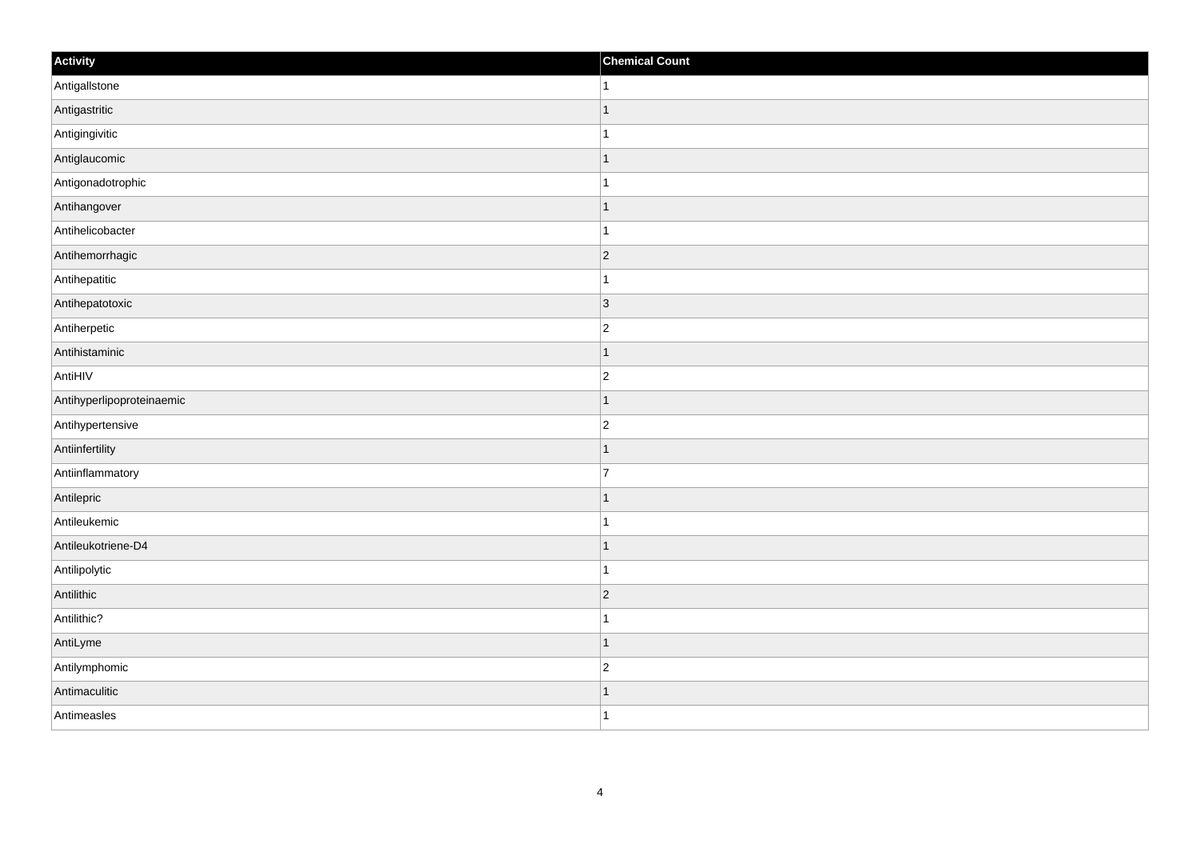| Activity | Chemical Count |
| --- | --- |
| Antigallstone | 1 |
| Antigastritic | 1 |
| Antigingivitic | 1 |
| Antiglaucomic | 1 |
| Antigonadotrophic | 1 |
| Antihangover | 1 |
| Antihelicobacter | 1 |
| Antihemorrhagic | 2 |
| Antihepatitic | 1 |
| Antihepatotoxic | 3 |
| Antiherpetic | 2 |
| Antihistaminic | 1 |
| AntiHIV | 2 |
| Antihyperlipoproteinaemic | 1 |
| Antihypertensive | 2 |
| Antiinfertility | 1 |
| Antiinflammatory | 7 |
| Antilepric | 1 |
| Antileukemic | 1 |
| Antileukotriene-D4 | 1 |
| Antilipolytic | 1 |
| Antilithic | 2 |
| Antilithic? | 1 |
| AntiLyme | 1 |
| Antilymphomic | 2 |
| Antimaculitic | 1 |
| Antimeasles | 1 |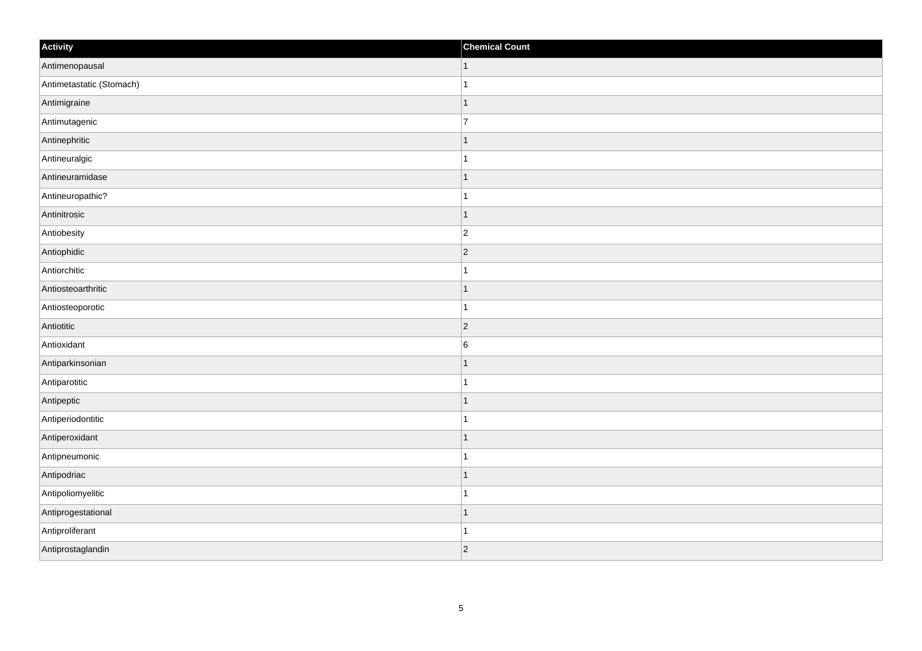| Activity | Chemical Count |
| --- | --- |
| Antimenopausal | 1 |
| Antimetastatic (Stomach) | 1 |
| Antimigraine | 1 |
| Antimutagenic | 7 |
| Antinephritic | 1 |
| Antineuralgic | 1 |
| Antineuramidase | 1 |
| Antineuropathic? | 1 |
| Antinitrosic | 1 |
| Antiobesity | 2 |
| Antiophidic | 2 |
| Antiorchitic | 1 |
| Antiosteoarthritic | 1 |
| Antiosteoporotic | 1 |
| Antiotitic | 2 |
| Antioxidant | 6 |
| Antiparkinsonian | 1 |
| Antiparotitic | 1 |
| Antipeptic | 1 |
| Antiperiodontitic | 1 |
| Antiperoxidant | 1 |
| Antipneumonic | 1 |
| Antipodriac | 1 |
| Antipoliomyelitic | 1 |
| Antiprogestational | 1 |
| Antiproliferant | 1 |
| Antiprostaglandin | 2 |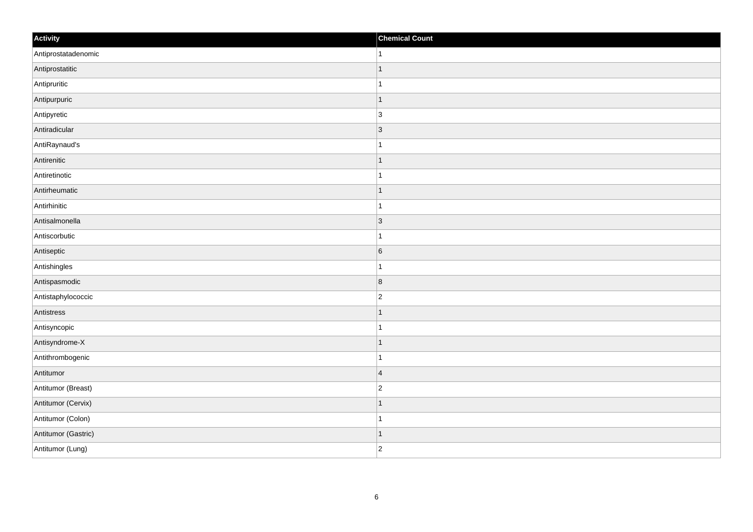| Activity | Chemical Count |
| --- | --- |
| Antiprostatadenomic | 1 |
| Antiprostatitic | 1 |
| Antipruritic | 1 |
| Antipurpuric | 1 |
| Antipyretic | 3 |
| Antiradicular | 3 |
| AntiRaynaud's | 1 |
| Antirenitic | 1 |
| Antiretinotic | 1 |
| Antirheumatic | 1 |
| Antirhinitic | 1 |
| Antisalmonella | 3 |
| Antiscorbutic | 1 |
| Antiseptic | 6 |
| Antishingles | 1 |
| Antispasmodic | 8 |
| Antistaphylococcic | 2 |
| Antistress | 1 |
| Antisyncopic | 1 |
| Antisyndrome-X | 1 |
| Antithrombogenic | 1 |
| Antitumor | 4 |
| Antitumor (Breast) | 2 |
| Antitumor (Cervix) | 1 |
| Antitumor (Colon) | 1 |
| Antitumor (Gastric) | 1 |
| Antitumor (Lung) | 2 |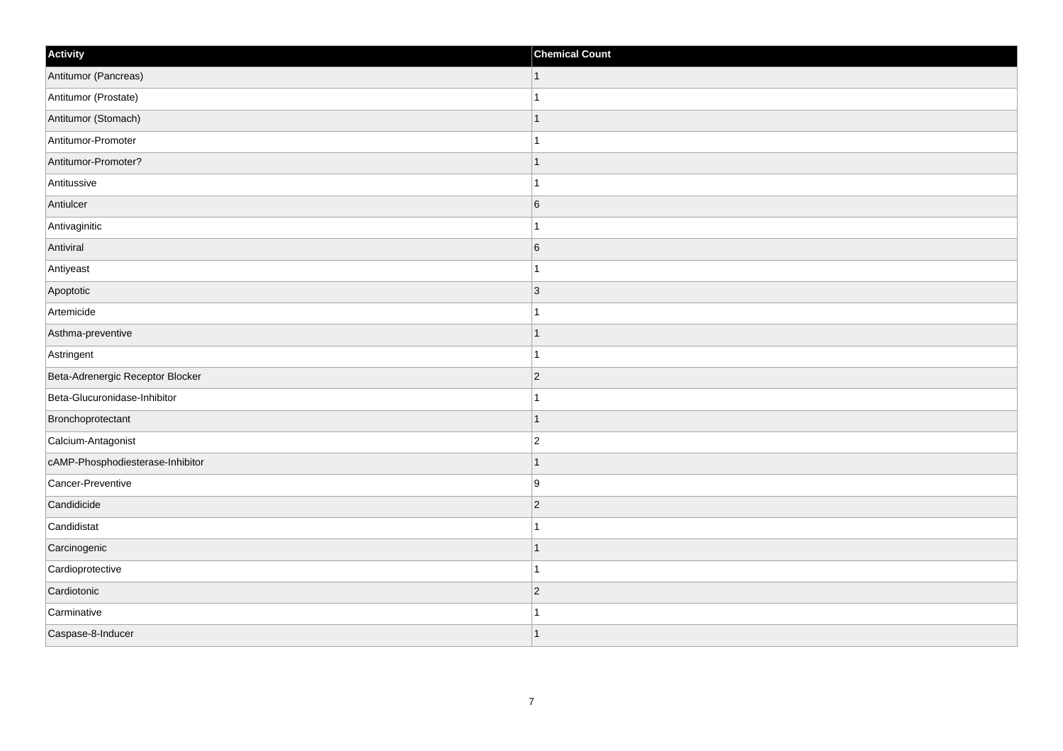| Activity | Chemical Count |
| --- | --- |
| Antitumor (Pancreas) | 1 |
| Antitumor (Prostate) | 1 |
| Antitumor (Stomach) | 1 |
| Antitumor-Promoter | 1 |
| Antitumor-Promoter? | 1 |
| Antitussive | 1 |
| Antiulcer | 6 |
| Antivaginitic | 1 |
| Antiviral | 6 |
| Antiyeast | 1 |
| Apoptotic | 3 |
| Artemicide | 1 |
| Asthma-preventive | 1 |
| Astringent | 1 |
| Beta-Adrenergic Receptor Blocker | 2 |
| Beta-Glucuronidase-Inhibitor | 1 |
| Bronchoprotectant | 1 |
| Calcium-Antagonist | 2 |
| cAMP-Phosphodiesterase-Inhibitor | 1 |
| Cancer-Preventive | 9 |
| Candidicide | 2 |
| Candidistat | 1 |
| Carcinogenic | 1 |
| Cardioprotective | 1 |
| Cardiotonic | 2 |
| Carminative | 1 |
| Caspase-8-Inducer | 1 |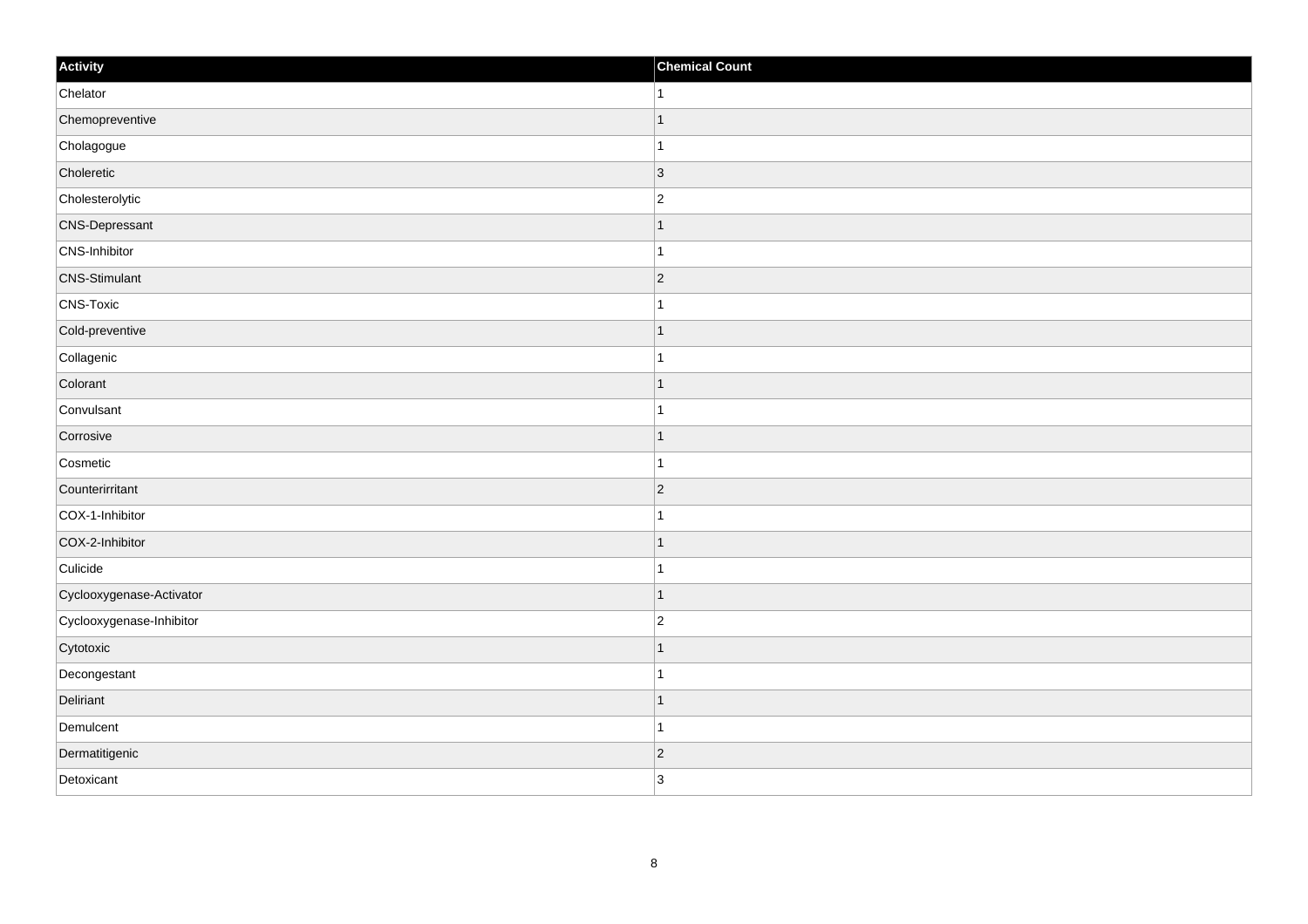| Activity | Chemical Count |
| --- | --- |
| Chelator | 1 |
| Chemopreventive | 1 |
| Cholagogue | 1 |
| Choleretic | 3 |
| Cholesterolytic | 2 |
| CNS-Depressant | 1 |
| CNS-Inhibitor | 1 |
| CNS-Stimulant | 2 |
| CNS-Toxic | 1 |
| Cold-preventive | 1 |
| Collagenic | 1 |
| Colorant | 1 |
| Convulsant | 1 |
| Corrosive | 1 |
| Cosmetic | 1 |
| Counterirritant | 2 |
| COX-1-Inhibitor | 1 |
| COX-2-Inhibitor | 1 |
| Culicide | 1 |
| Cyclooxygenase-Activator | 1 |
| Cyclooxygenase-Inhibitor | 2 |
| Cytotoxic | 1 |
| Decongestant | 1 |
| Deliriant | 1 |
| Demulcent | 1 |
| Dermatitigenic | 2 |
| Detoxicant | 3 |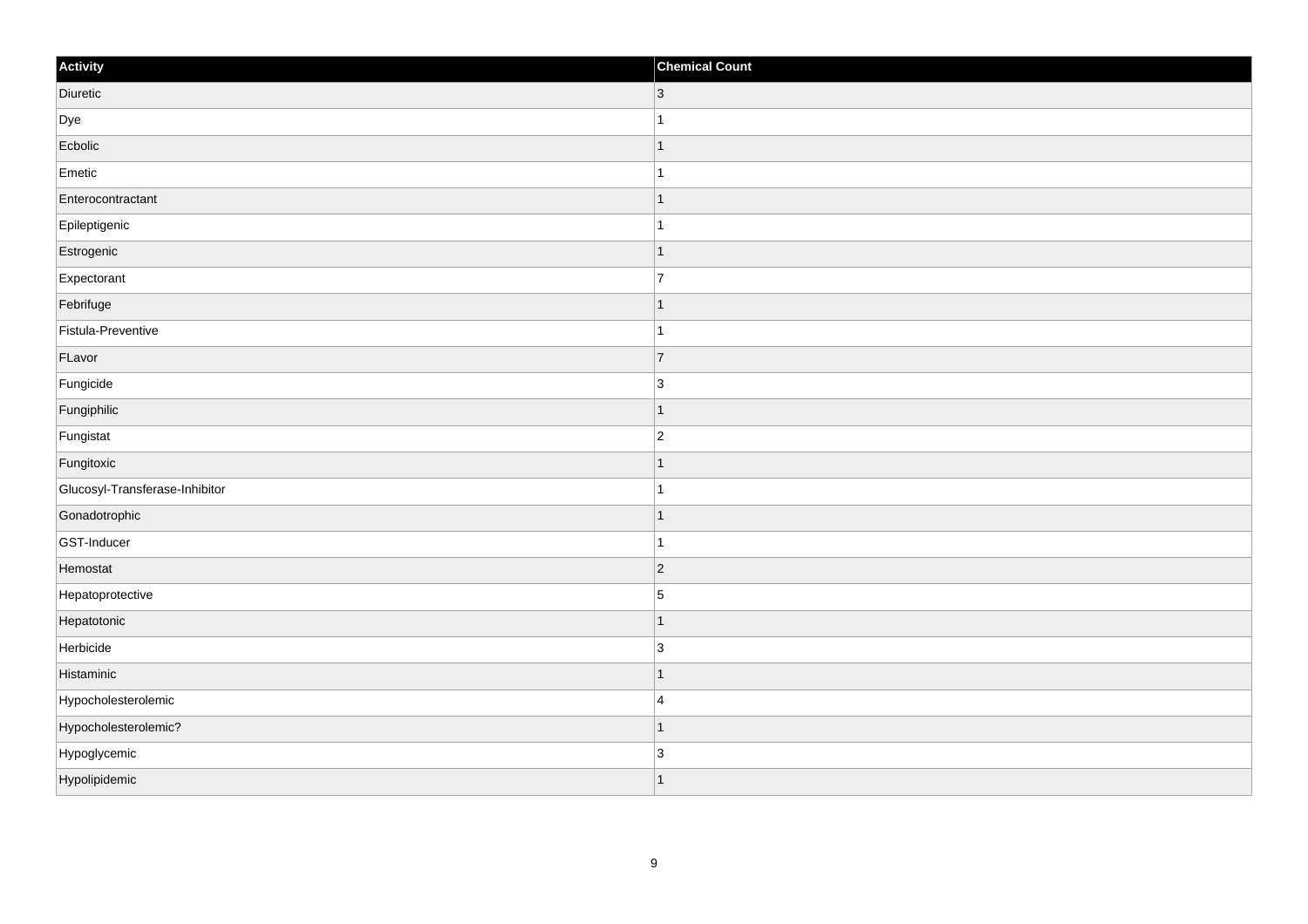| Activity | Chemical Count |
| --- | --- |
| Diuretic | 3 |
| Dye | 1 |
| Ecbolic | 1 |
| Emetic | 1 |
| Enterocontractant | 1 |
| Epileptigenic | 1 |
| Estrogenic | 1 |
| Expectorant | 7 |
| Febrifuge | 1 |
| Fistula-Preventive | 1 |
| FLavor | 7 |
| Fungicide | 3 |
| Fungiphilic | 1 |
| Fungistat | 2 |
| Fungitoxic | 1 |
| Glucosyl-Transferase-Inhibitor | 1 |
| Gonadotrophic | 1 |
| GST-Inducer | 1 |
| Hemostat | 2 |
| Hepatoprotective | 5 |
| Hepatotonic | 1 |
| Herbicide | 3 |
| Histaminic | 1 |
| Hypocholesterolemic | 4 |
| Hypocholesterolemic? | 1 |
| Hypoglycemic | 3 |
| Hypolipidemic | 1 |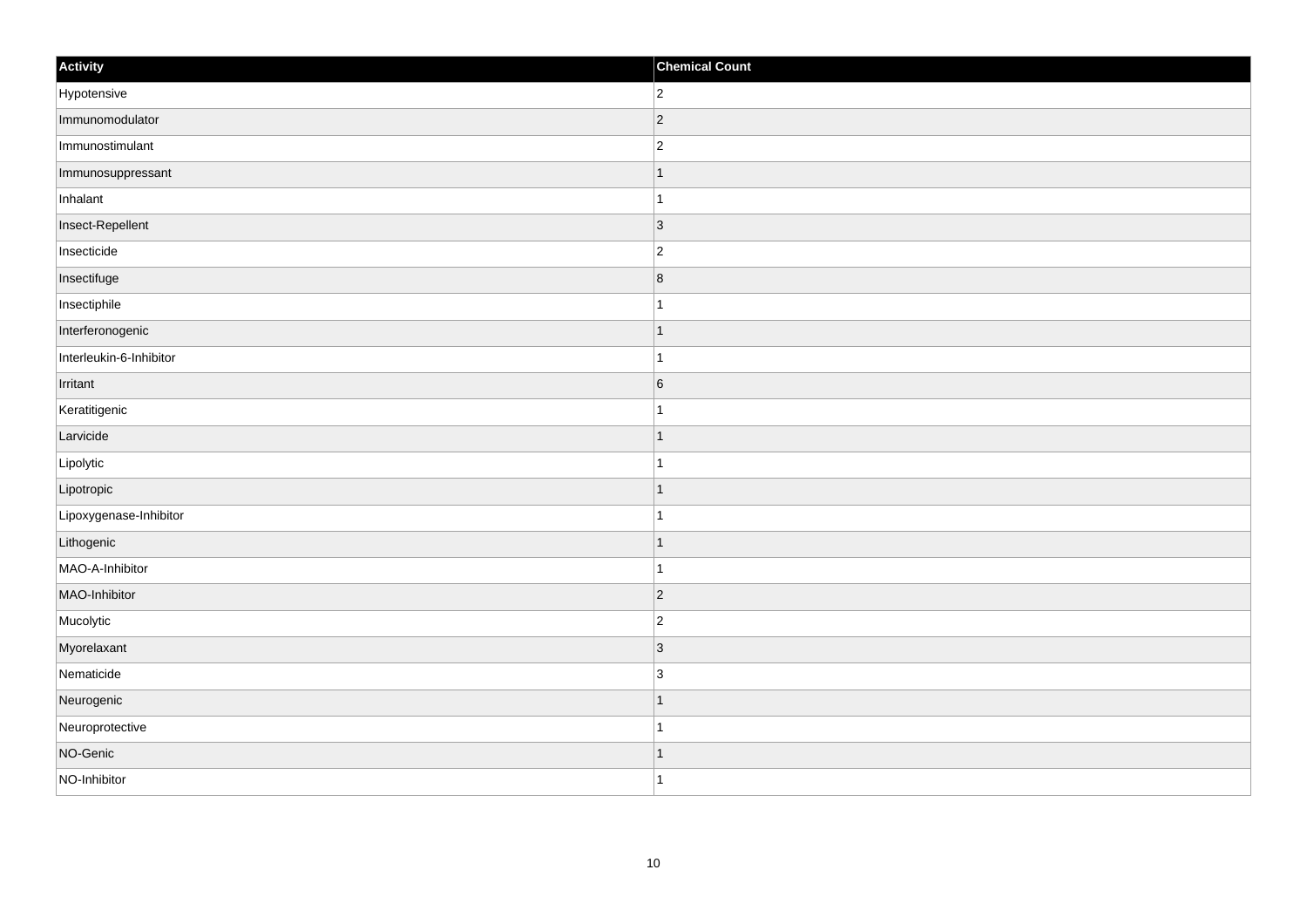| Activity | Chemical Count |
| --- | --- |
| Hypotensive | 2 |
| Immunomodulator | 2 |
| Immunostimulant | 2 |
| Immunosuppressant | 1 |
| Inhalant | 1 |
| Insect-Repellent | 3 |
| Insecticide | 2 |
| Insectifuge | 8 |
| Insectiphile | 1 |
| Interferonogenic | 1 |
| Interleukin-6-Inhibitor | 1 |
| Irritant | 6 |
| Keratitigenic | 1 |
| Larvicide | 1 |
| Lipolytic | 1 |
| Lipotropic | 1 |
| Lipoxygenase-Inhibitor | 1 |
| Lithogenic | 1 |
| MAO-A-Inhibitor | 1 |
| MAO-Inhibitor | 2 |
| Mucolytic | 2 |
| Myorelaxant | 3 |
| Nematicide | 3 |
| Neurogenic | 1 |
| Neuroprotective | 1 |
| NO-Genic | 1 |
| NO-Inhibitor | 1 |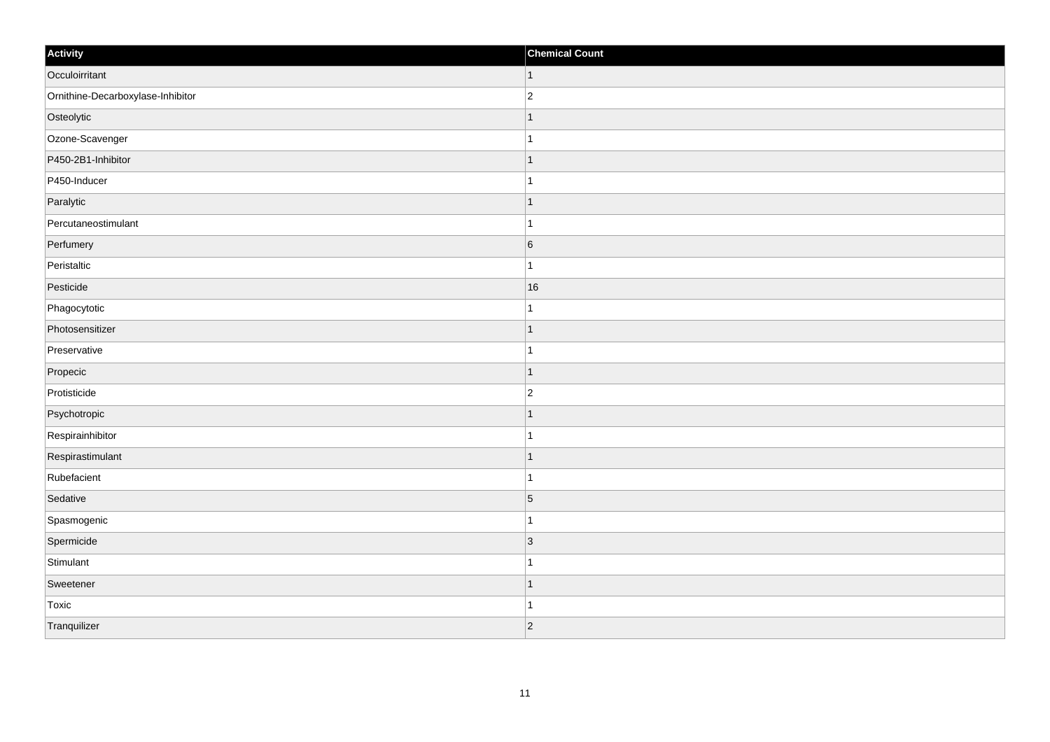| Activity | Chemical Count |
| --- | --- |
| Occuloirritant | 1 |
| Ornithine-Decarboxylase-Inhibitor | 2 |
| Osteolytic | 1 |
| Ozone-Scavenger | 1 |
| P450-2B1-Inhibitor | 1 |
| P450-Inducer | 1 |
| Paralytic | 1 |
| Percutaneostimulant | 1 |
| Perfumery | 6 |
| Peristaltic | 1 |
| Pesticide | 16 |
| Phagocytotic | 1 |
| Photosensitizer | 1 |
| Preservative | 1 |
| Propecic | 1 |
| Protisticide | 2 |
| Psychotropic | 1 |
| Respirainhibitor | 1 |
| Respirastimulant | 1 |
| Rubefacient | 1 |
| Sedative | 5 |
| Spasmogenic | 1 |
| Spermicide | 3 |
| Stimulant | 1 |
| Sweetener | 1 |
| Toxic | 1 |
| Tranquilizer | 2 |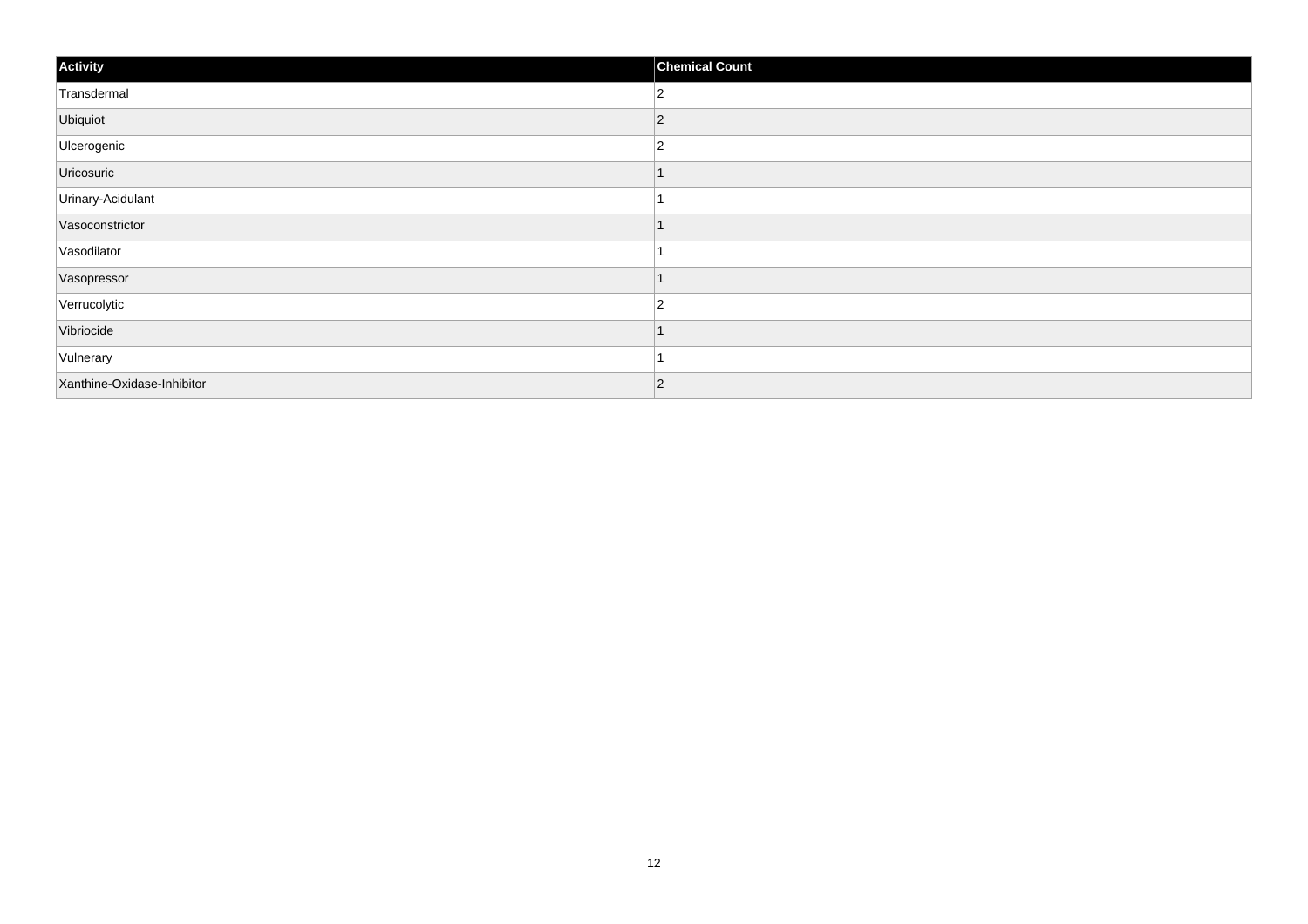| Activity | Chemical Count |
| --- | --- |
| Transdermal | 2 |
| Ubiquiot | 2 |
| Ulcerogenic | 2 |
| Uricosuric | 1 |
| Urinary-Acidulant | 1 |
| Vasoconstrictor | 1 |
| Vasodilator | 1 |
| Vasopressor | 1 |
| Verrucolytic | 2 |
| Vibriocide | 1 |
| Vulnerary | 1 |
| Xanthine-Oxidase-Inhibitor | 2 |